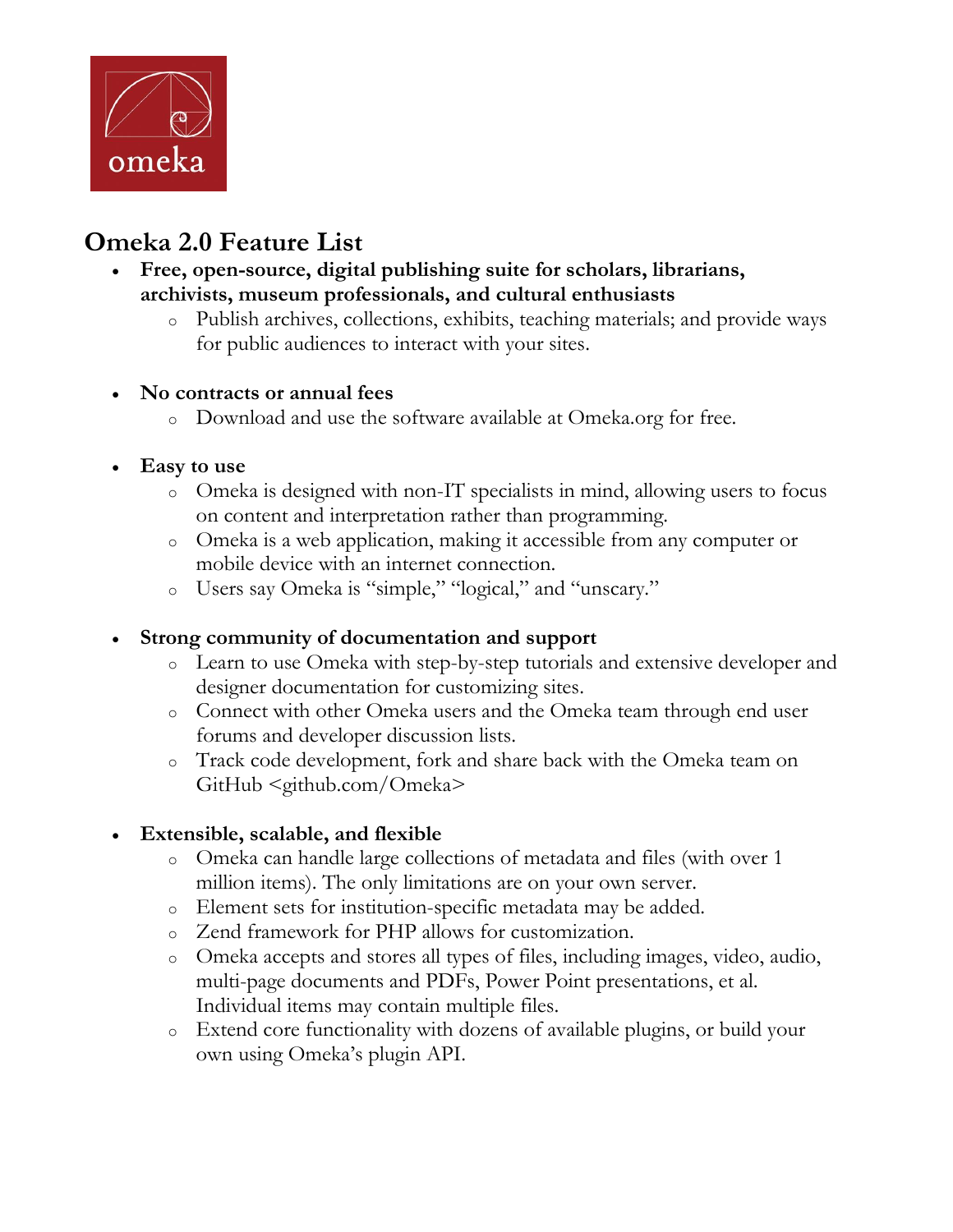omeka

# Omeka 2.0 Feature List

- **Free, open-source, digital publishing suite for scholars, librarians, archivists, museum professionals, and cultural enthusiasts**
  - Publish archives, collections, exhibits, teaching materials; and provide ways for public audiences to interact with your sites.

- **No contracts or annual fees**
  - Download and use the software available at Omeka.org for free.

- **Easy to use**
  - Omeka is designed with non-IT specialists in mind, allowing users to focus on content and interpretation rather than programming.
  - Omeka is a web application, making it accessible from any computer or mobile device with an internet connection.
  - Users say Omeka is "simple," "logical," and "unscary."

- **Strong community of documentation and support**
  - Learn to use Omeka with step-by-step tutorials and extensive developer and designer documentation for customizing sites.
  - Connect with other Omeka users and the Omeka team through end user forums and developer discussion lists.
  - Track code development, fork and share back with the Omeka team on GitHub <github.com/Omeka>

- **Extensible, scalable, and flexible**
  - Omeka can handle large collections of metadata and files (with over 1 million items). The only limitations are on your own server.
  - Element sets for institution-specific metadata may be added.
  - Zend framework for PHP allows for customization.
  - Omeka accepts and stores all types of files, including images, video, audio, multi-page documents and PDFs, Power Point presentations, et al. Individual items may contain multiple files.
  - Extend core functionality with dozens of available plugins, or build your own using Omeka's plugin API.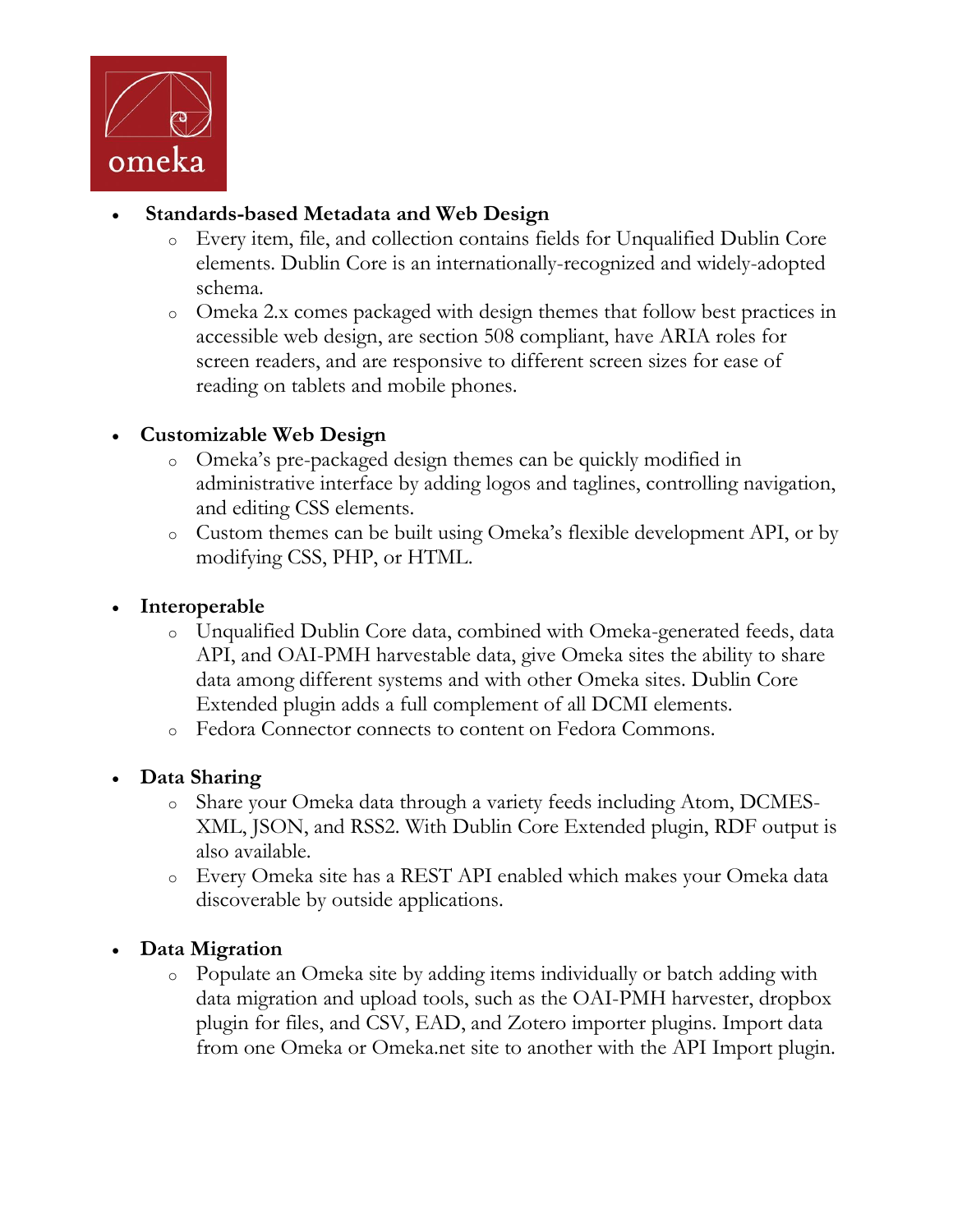- **Standards-based Metadata and Web Design**
  - Every item, file, and collection contains fields for Unqualified Dublin Core elements. Dublin Core is an internationally-recognized and widely-adopted schema.
  - Omeka 2.x comes packaged with design themes that follow best practices in accessible web design, are section 508 compliant, have ARIA roles for screen readers, and are responsive to different screen sizes for ease of reading on tablets and mobile phones.

- **Customizable Web Design**
  - Omeka's pre-packaged design themes can be quickly modified in administrative interface by adding logos and taglines, controlling navigation, and editing CSS elements.
  - Custom themes can be built using Omeka's flexible development API, or by modifying CSS, PHP, or HTML.

- **Interoperable**
  - Unqualified Dublin Core data, combined with Omeka-generated feeds, data API, and OAI-PMH harvestable data, give Omeka sites the ability to share data among different systems and with other Omeka sites. Dublin Core Extended plugin adds a full complement of all DCMI elements.
  - Fedora Connector connects to content on Fedora Commons.

- **Data Sharing**
  - Share your Omeka data through a variety feeds including Atom, DCMES-XML, JSON, and RSS2. With Dublin Core Extended plugin, RDF output is also available.
  - Every Omeka site has a REST API enabled which makes your Omeka data discoverable by outside applications.

- **Data Migration**
  - Populate an Omeka site by adding items individually or batch adding with data migration and upload tools, such as the OAI-PMH harvester, dropbox plugin for files, and CSV, EAD, and Zotero importer plugins. Import data from one Omeka or Omeka.net site to another with the API Import plugin.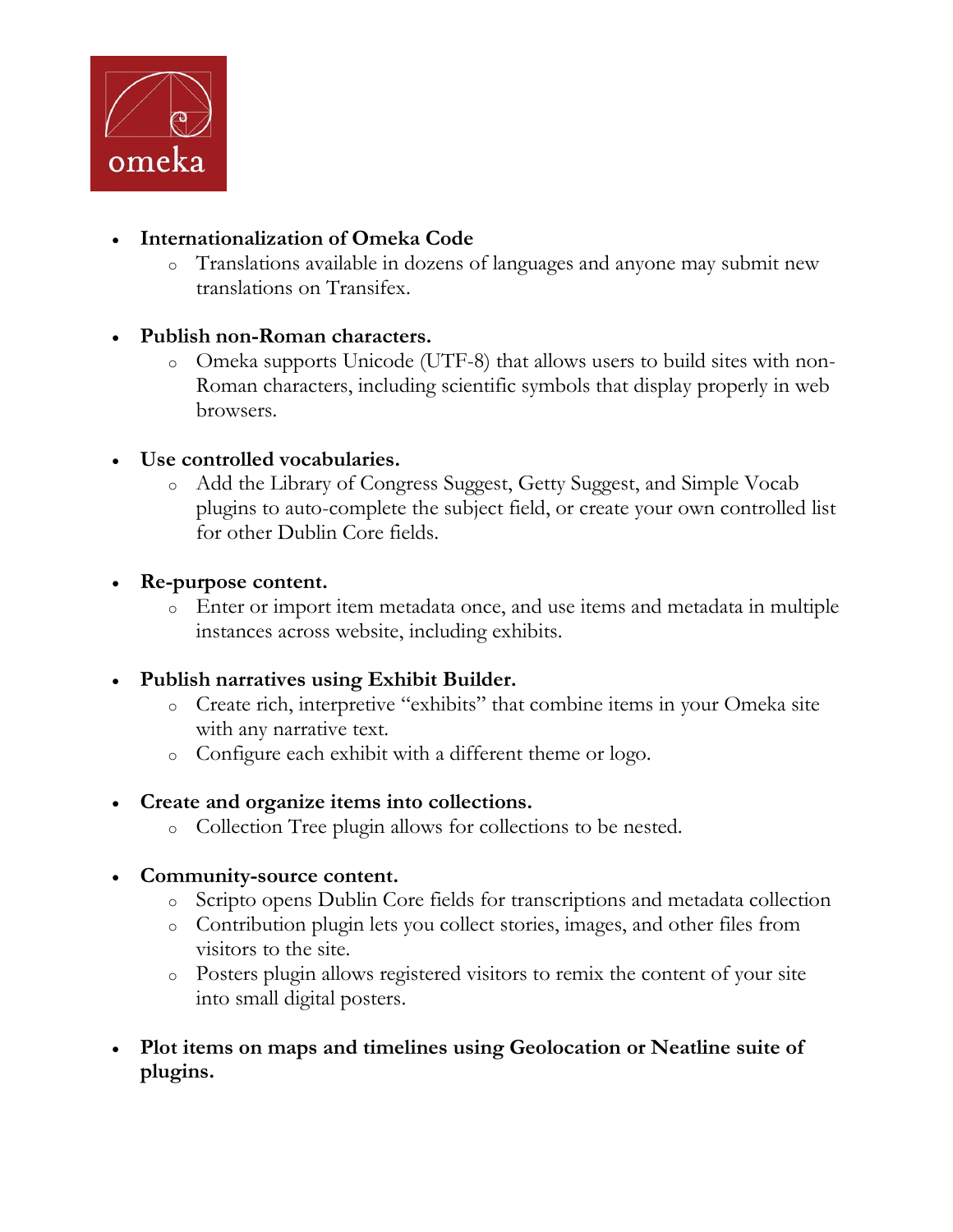- **Internationalization of Omeka Code**
  - Translations available in dozens of languages and anyone may submit new translations on Transifex.

- **Publish non-Roman characters.**
  - Omeka supports Unicode (UTF-8) that allows users to build sites with non-Roman characters, including scientific symbols that display properly in web browsers.

- **Use controlled vocabularies.**
  - Add the Library of Congress Suggest, Getty Suggest, and Simple Vocab plugins to auto-complete the subject field, or create your own controlled list for other Dublin Core fields.

- **Re-purpose content.**
  - Enter or import item metadata once, and use items and metadata in multiple instances across website, including exhibits.

- **Publish narratives using Exhibit Builder.**
  - Create rich, interpretive "exhibits" that combine items in your Omeka site with any narrative text.
  - Configure each exhibit with a different theme or logo.

- **Create and organize items into collections.**
  - Collection Tree plugin allows for collections to be nested.

- **Community-source content.**
  - Scripto opens Dublin Core fields for transcriptions and metadata collection
  - Contribution plugin lets you collect stories, images, and other files from visitors to the site.
  - Posters plugin allows registered visitors to remix the content of your site into small digital posters.

- **Plot items on maps and timelines using Geolocation or Neatline suite of plugins.**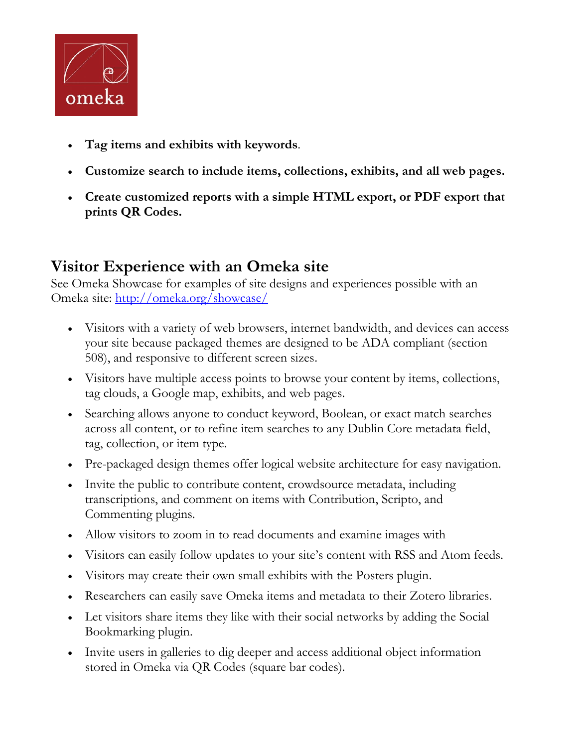- **Tag items and exhibits with keywords**.
- **Customize search to include items, collections, exhibits, and all web pages.**
- **Create customized reports with a simple HTML export, or PDF export that prints QR Codes.**

## Visitor Experience with an Omeka site

See Omeka Showcase for examples of site designs and experiences possible with an Omeka site: [http://omeka.org/showcase/](http://omeka.org/showcase/)

- Visitors with a variety of web browsers, internet bandwidth, and devices can access your site because packaged themes are designed to be ADA compliant (section 508), and responsive to different screen sizes.
- Visitors have multiple access points to browse your content by items, collections, tag clouds, a Google map, exhibits, and web pages.
- Searching allows anyone to conduct keyword, Boolean, or exact match searches across all content, or to refine item searches to any Dublin Core metadata field, tag, collection, or item type.
- Pre-packaged design themes offer logical website architecture for easy navigation.
- Invite the public to contribute content, crowdsource metadata, including transcriptions, and comment on items with Contribution, Scripto, and Commenting plugins.
- Allow visitors to zoom in to read documents and examine images with
- Visitors can easily follow updates to your site's content with RSS and Atom feeds.
- Visitors may create their own small exhibits with the Posters plugin.
- Researchers can easily save Omeka items and metadata to their Zotero libraries.
- Let visitors share items they like with their social networks by adding the Social Bookmarking plugin.
- Invite users in galleries to dig deeper and access additional object information stored in Omeka via QR Codes (square bar codes).